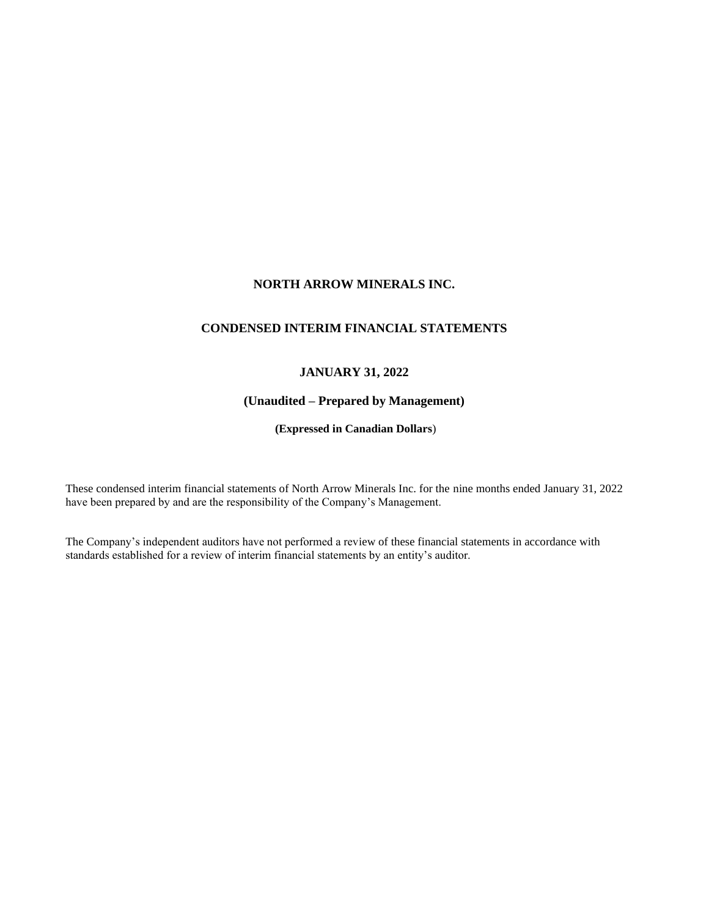# NORTH ARROW MINERALS INC.

## CONDENSED INTERIM FINANCIAL STATEMENTS

### JANUARY 31, 2022

### (Unaudited – Prepared by Management)

**(Expressed in Canadian Dollars)**

These condensed interim financial statements of North Arrow Minerals Inc. for the nine months ended January 31, 2022 have been prepared by and are the responsibility of the Company's Management.

The Company's independent auditors have not performed a review of these financial statements in accordance with standards established for a review of interim financial statements by an entity's auditor.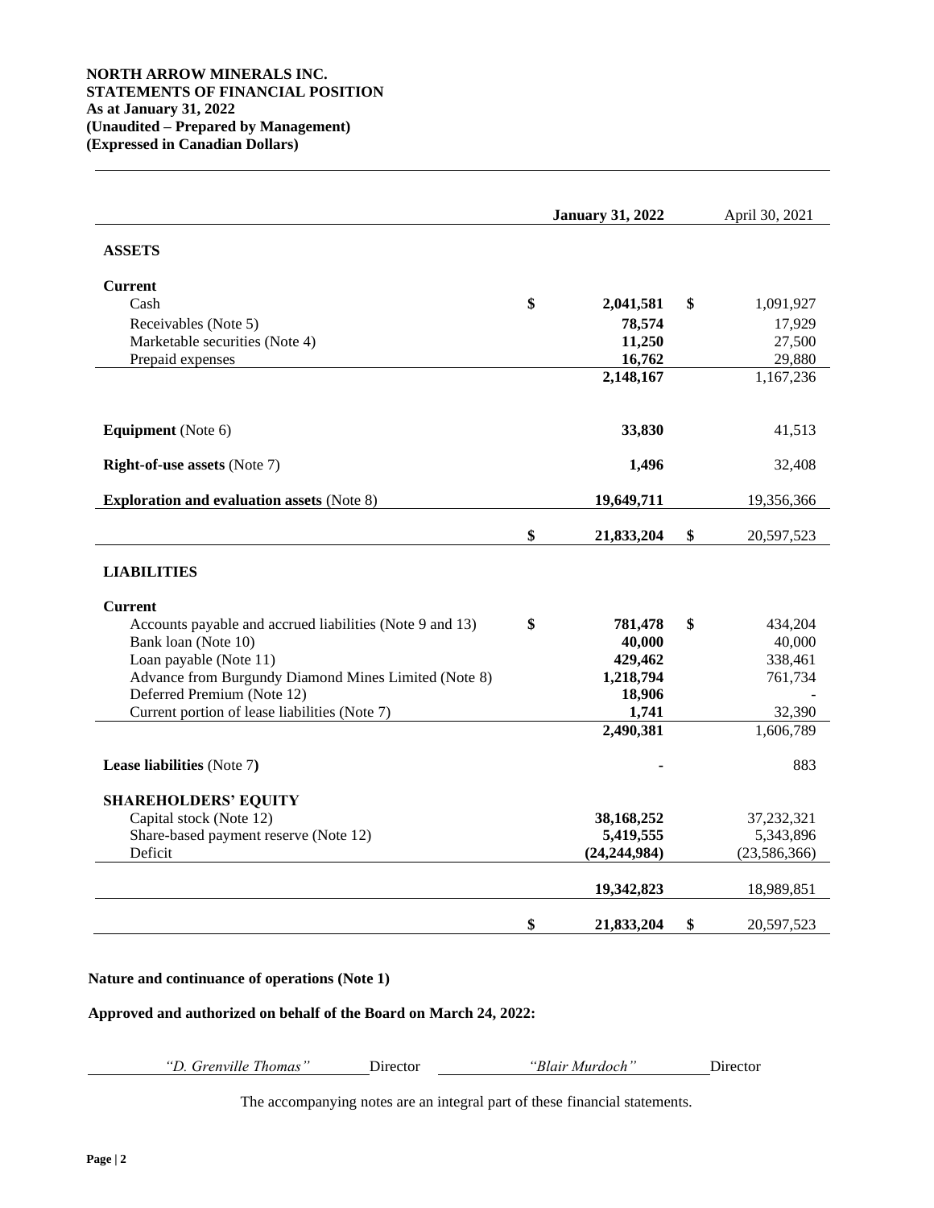**NORTH ARROW MINERALS INC.**
**STATEMENTS OF FINANCIAL POSITION**
**As at January 31, 2022**
**(Unaudited – Prepared by Management)**
**(Expressed in Canadian Dollars)**

| | **January 31, 2022** | April 30, 2021 |
|---|---|---|
| **ASSETS** | | |
| **Current** | | |
| Cash | $ **2,041,581** | $ 1,091,927 |
| Receivables (Note 5) | **78,574** | 17,929 |
| Marketable securities (Note 4) | **11,250** | 27,500 |
| Prepaid expenses | **16,762** | 29,880 |
| | **2,148,167** | 1,167,236 |
| **Equipment** (Note 6) | **33,830** | 41,513 |
| **Right-of-use assets** (Note 7) | **1,496** | 32,408 |
| **Exploration and evaluation assets** (Note 8) | **19,649,711** | 19,356,366 |
| | $ **21,833,204** | $ 20,597,523 |
| **LIABILITIES** | | |
| **Current** | | |
| Accounts payable and accrued liabilities (Note 9 and 13) | $ **781,478** | $ 434,204 |
| Bank loan (Note 10) | **40,000** | 40,000 |
| Loan payable (Note 11) | **429,462** | 338,461 |
| Advance from Burgundy Diamond Mines Limited (Note 8) | **1,218,794** | 761,734 |
| Deferred Premium (Note 12) | **18,906** | - |
| Current portion of lease liabilities (Note 7) | **1,741** | 32,390 |
| | **2,490,381** | 1,606,789 |
| **Lease liabilities** (Note 7**)** | **-** | 883 |
| **SHAREHOLDERS' EQUITY** | | |
| Capital stock (Note 12) | **38,168,252** | 37,232,321 |
| Share-based payment reserve (Note 12) | **5,419,555** | 5,343,896 |
| Deficit | **(24,244,984)** | (23,586,366) |
| | **19,342,823** | 18,989,851 |
| | $ **21,833,204** | $ 20,597,523 |

**Nature and continuance of operations (Note 1)**

**Approved and authorized on behalf of the Board on March 24, 2022:**

*"D. Grenville Thomas"* Director *"Blair Murdoch"* Director

The accompanying notes are an integral part of these financial statements.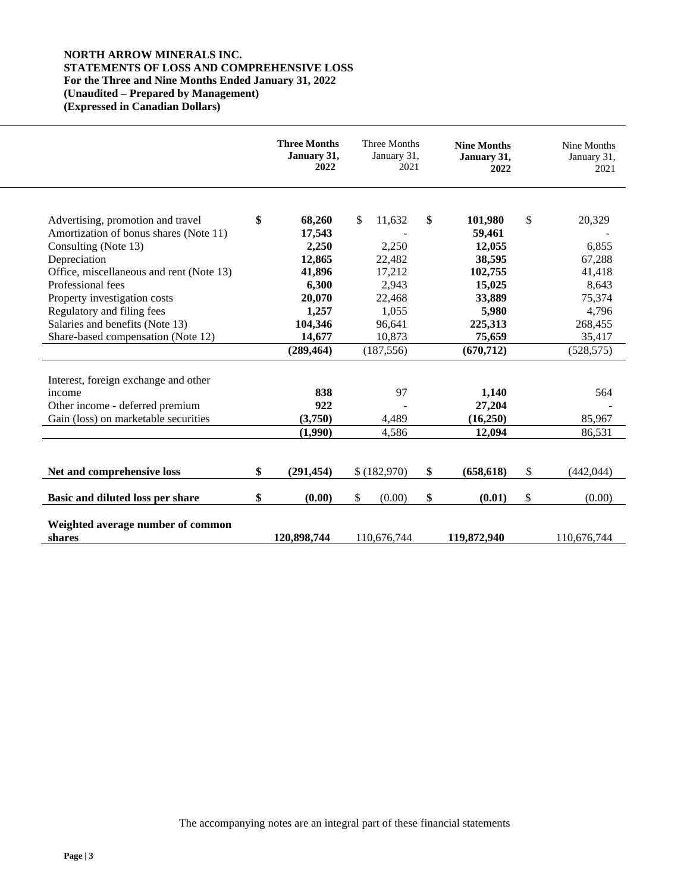**NORTH ARROW MINERALS INC.**
**STATEMENTS OF LOSS AND COMPREHENSIVE LOSS**
**For the Three and Nine Months Ended January 31, 2022**
**(Unaudited – Prepared by Management)**
**(Expressed in Canadian Dollars)**

| | **Three Months January 31, 2022** | Three Months January 31, 2021 | **Nine Months January 31, 2022** | Nine Months January 31, 2021 |
|---|---|---|---|---|
| Advertising, promotion and travel | **$ 68,260** | $ 11,632 | **$ 101,980** | $ 20,329 |
| Amortization of bonus shares (Note 11) | **17,543** | - | **59,461** | - |
| Consulting (Note 13) | **2,250** | 2,250 | **12,055** | 6,855 |
| Depreciation | **12,865** | 22,482 | **38,595** | 67,288 |
| Office, miscellaneous and rent (Note 13) | **41,896** | 17,212 | **102,755** | 41,418 |
| Professional fees | **6,300** | 2,943 | **15,025** | 8,643 |
| Property investigation costs | **20,070** | 22,468 | **33,889** | 75,374 |
| Regulatory and filing fees | **1,257** | 1,055 | **5,980** | 4,796 |
| Salaries and benefits (Note 13) | **104,346** | 96,641 | **225,313** | 268,455 |
| Share-based compensation (Note 12) | **14,677** | 10,873 | **75,659** | 35,417 |
| | **(289,464)** | (187,556) | **(670,712)** | (528,575) |
| Interest, foreign exchange and other income | **838** | 97 | **1,140** | 564 |
| Other income - deferred premium | **922** | - | **27,204** | - |
| Gain (loss) on marketable securities | **(3,750)** | 4,489 | **(16,250)** | 85,967 |
| | **(1,990)** | 4,586 | **12,094** | 86,531 |
| **Net and comprehensive loss** | **$ (291,454)** | $ (182,970) | **$ (658,618)** | $ (442,044) |
| **Basic and diluted loss per share** | **$ (0.00)** | $ (0.00) | **$ (0.01)** | $ (0.00) |
| **Weighted average number of common shares** | **120,898,744** | 110,676,744 | **119,872,940** | 110,676,744 |

The accompanying notes are an integral part of these financial statements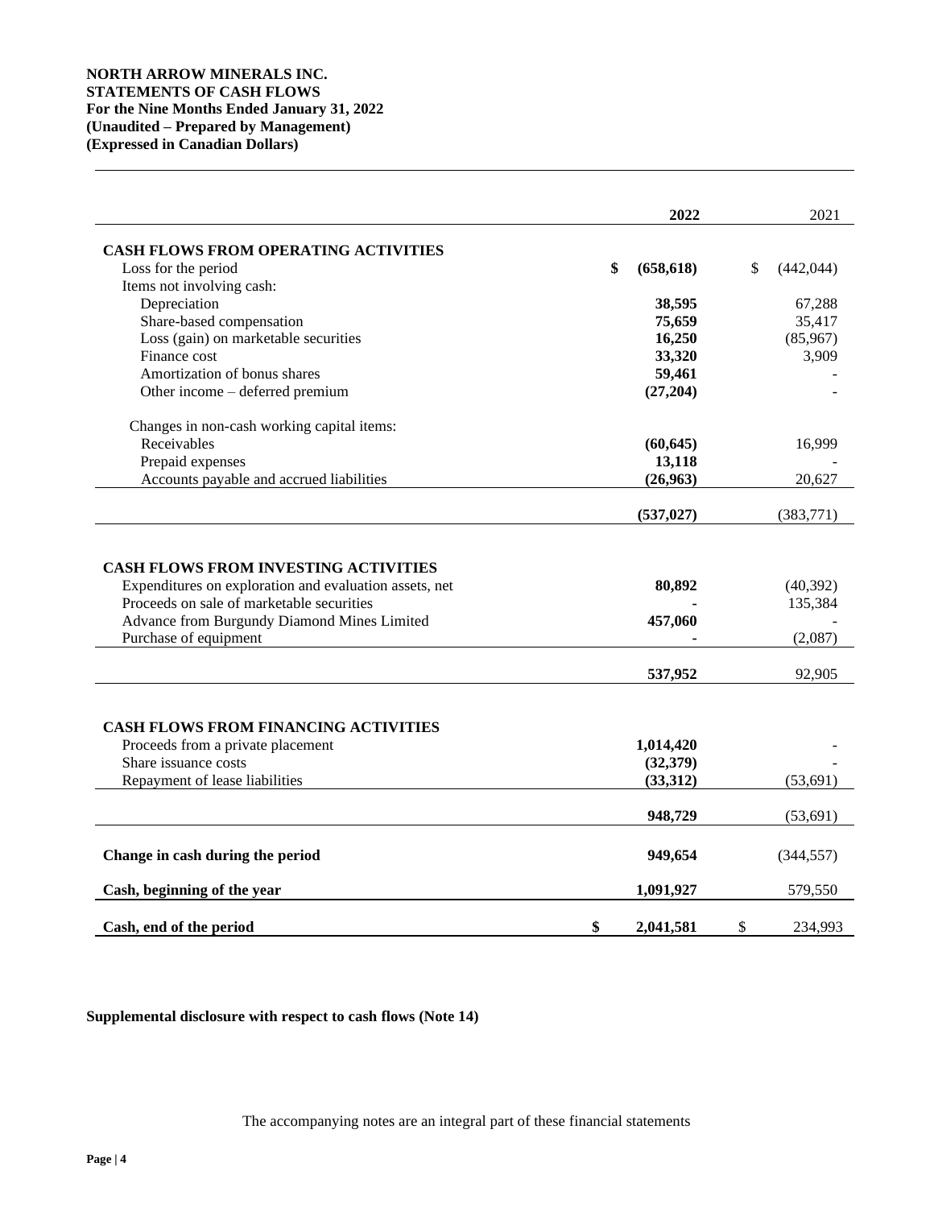**NORTH ARROW MINERALS INC.**
**STATEMENTS OF CASH FLOWS**
**For the Nine Months Ended January 31, 2022**
**(Unaudited – Prepared by Management)**
**(Expressed in Canadian Dollars)**

| | **2022** | 2021 |
|---|---|---|
| **CASH FLOWS FROM OPERATING ACTIVITIES** | | |
| Loss for the period | **$ (658,618)** | $ (442,044) |
| Items not involving cash: | | |
| Depreciation | **38,595** | 67,288 |
| Share-based compensation | **75,659** | 35,417 |
| Loss (gain) on marketable securities | **16,250** | (85,967) |
| Finance cost | **33,320** | 3,909 |
| Amortization of bonus shares | **59,461** | - |
| Other income – deferred premium | **(27,204)** | - |
| Changes in non-cash working capital items: | | |
| Receivables | **(60,645)** | 16,999 |
| Prepaid expenses | **13,118** | - |
| Accounts payable and accrued liabilities | **(26,963)** | 20,627 |
| | **(537,027)** | (383,771) |
| **CASH FLOWS FROM INVESTING ACTIVITIES** | | |
| Expenditures on exploration and evaluation assets, net | **80,892** | (40,392) |
| Proceeds on sale of marketable securities | **-** | 135,384 |
| Advance from Burgundy Diamond Mines Limited | **457,060** | - |
| Purchase of equipment | **-** | (2,087) |
| | **537,952** | 92,905 |
| **CASH FLOWS FROM FINANCING ACTIVITIES** | | |
| Proceeds from a private placement | **1,014,420** | - |
| Share issuance costs | **(32,379)** | - |
| Repayment of lease liabilities | **(33,312)** | (53,691) |
| | **948,729** | (53,691) |
| **Change in cash during the period** | **949,654** | (344,557) |
| **Cash, beginning of the year** | **1,091,927** | 579,550 |
| **Cash, end of the period** | **$ 2,041,581** | $ 234,993 |

**Supplemental disclosure with respect to cash flows (Note 14)**

The accompanying notes are an integral part of these financial statements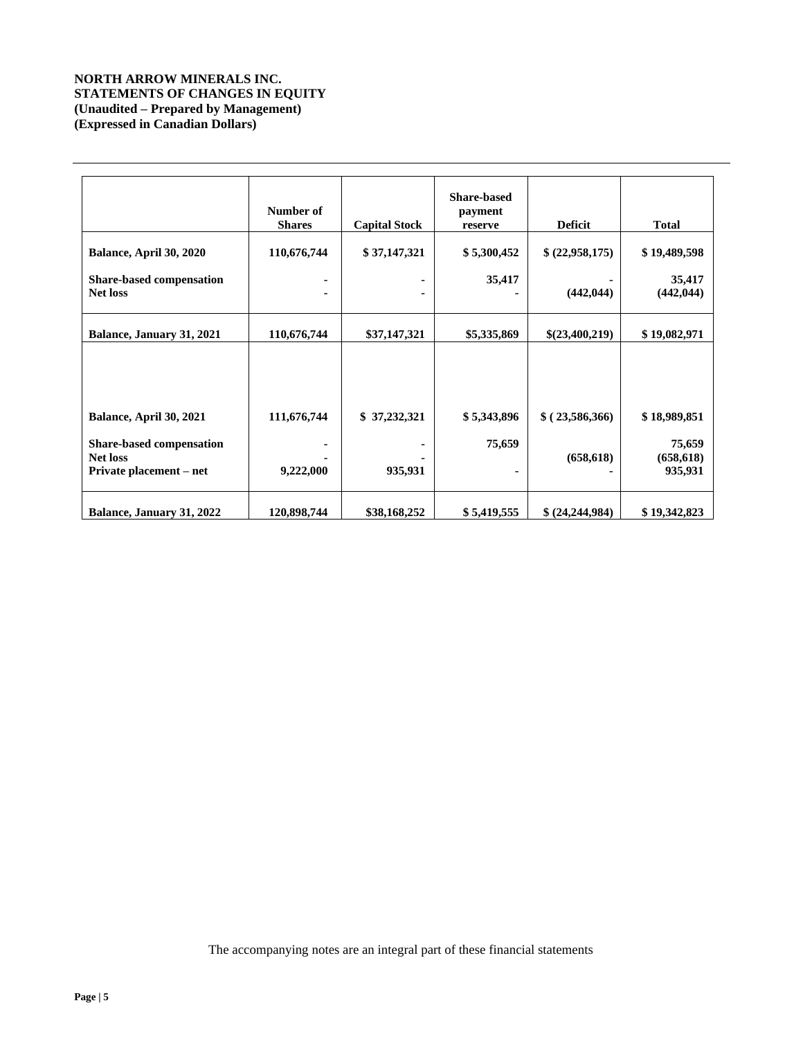**NORTH ARROW MINERALS INC.**
**STATEMENTS OF CHANGES IN EQUITY**
**(Unaudited – Prepared by Management)**
**(Expressed in Canadian Dollars)**

| | Number of Shares | Capital Stock | Share-based payment reserve | Deficit | Total |
|---|---|---|---|---|---|
| **Balance, April 30, 2020** | 110,676,744 | $ 37,147,321 | $ 5,300,452 | $ (22,958,175) | $ 19,489,598 |
| **Share-based compensation** | - | - | 35,417 | - | 35,417 |
| **Net loss** | - | - | - | (442,044) | (442,044) |
| **Balance, January 31, 2021** | 110,676,744 | $37,147,321 | $5,335,869 | $(23,400,219) | $ 19,082,971 |
| | | | | | |
| **Balance, April 30, 2021** | 111,676,744 | $ 37,232,321 | $ 5,343,896 | $ ( 23,586,366) | $ 18,989,851 |
| **Share-based compensation** | - | - | 75,659 | | 75,659 |
| **Net loss** | - | - | | (658,618) | (658,618) |
| **Private placement – net** | 9,222,000 | 935,931 | - | - | 935,931 |
| **Balance, January 31, 2022** | 120,898,744 | $38,168,252 | $ 5,419,555 | $ (24,244,984) | $ 19,342,823 |

The accompanying notes are an integral part of these financial statements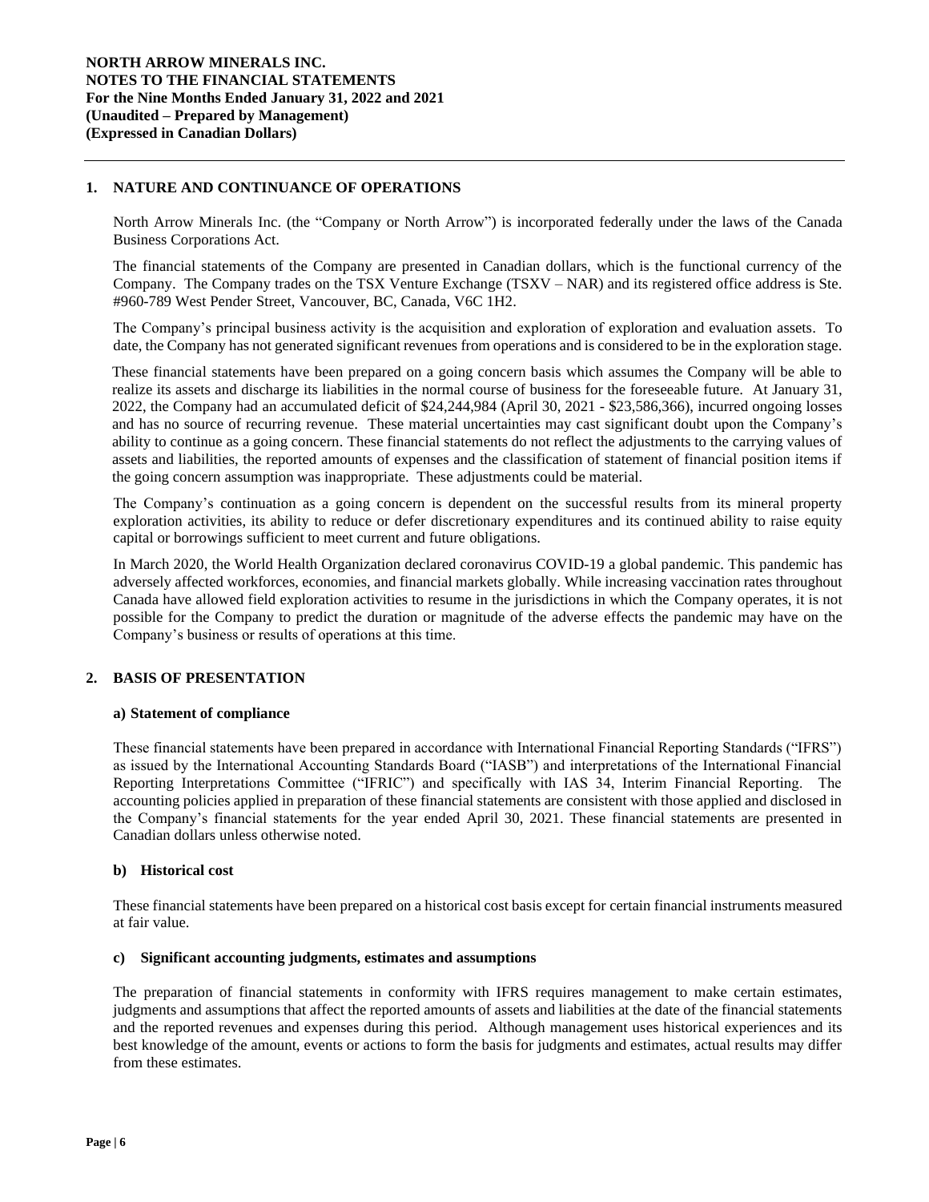**NORTH ARROW MINERALS INC.**
**NOTES TO THE FINANCIAL STATEMENTS**
**For the Nine Months Ended January 31, 2022 and 2021**
**(Unaudited – Prepared by Management)**
**(Expressed in Canadian Dollars)**

## 1. NATURE AND CONTINUANCE OF OPERATIONS

North Arrow Minerals Inc. (the "Company or North Arrow") is incorporated federally under the laws of the Canada Business Corporations Act.

The financial statements of the Company are presented in Canadian dollars, which is the functional currency of the Company. The Company trades on the TSX Venture Exchange (TSXV – NAR) and its registered office address is Ste. #960-789 West Pender Street, Vancouver, BC, Canada, V6C 1H2.

The Company's principal business activity is the acquisition and exploration of exploration and evaluation assets. To date, the Company has not generated significant revenues from operations and is considered to be in the exploration stage.

These financial statements have been prepared on a going concern basis which assumes the Company will be able to realize its assets and discharge its liabilities in the normal course of business for the foreseeable future. At January 31, 2022, the Company had an accumulated deficit of $24,244,984 (April 30, 2021 - $23,586,366), incurred ongoing losses and has no source of recurring revenue. These material uncertainties may cast significant doubt upon the Company's ability to continue as a going concern. These financial statements do not reflect the adjustments to the carrying values of assets and liabilities, the reported amounts of expenses and the classification of statement of financial position items if the going concern assumption was inappropriate. These adjustments could be material.

The Company's continuation as a going concern is dependent on the successful results from its mineral property exploration activities, its ability to reduce or defer discretionary expenditures and its continued ability to raise equity capital or borrowings sufficient to meet current and future obligations.

In March 2020, the World Health Organization declared coronavirus COVID-19 a global pandemic. This pandemic has adversely affected workforces, economies, and financial markets globally. While increasing vaccination rates throughout Canada have allowed field exploration activities to resume in the jurisdictions in which the Company operates, it is not possible for the Company to predict the duration or magnitude of the adverse effects the pandemic may have on the Company's business or results of operations at this time.

## 2. BASIS OF PRESENTATION

### a) Statement of compliance

These financial statements have been prepared in accordance with International Financial Reporting Standards ("IFRS") as issued by the International Accounting Standards Board ("IASB") and interpretations of the International Financial Reporting Interpretations Committee ("IFRIC") and specifically with IAS 34, Interim Financial Reporting. The accounting policies applied in preparation of these financial statements are consistent with those applied and disclosed in the Company's financial statements for the year ended April 30, 2021. These financial statements are presented in Canadian dollars unless otherwise noted.

### b) Historical cost

These financial statements have been prepared on a historical cost basis except for certain financial instruments measured at fair value.

### c) Significant accounting judgments, estimates and assumptions

The preparation of financial statements in conformity with IFRS requires management to make certain estimates, judgments and assumptions that affect the reported amounts of assets and liabilities at the date of the financial statements and the reported revenues and expenses during this period. Although management uses historical experiences and its best knowledge of the amount, events or actions to form the basis for judgments and estimates, actual results may differ from these estimates.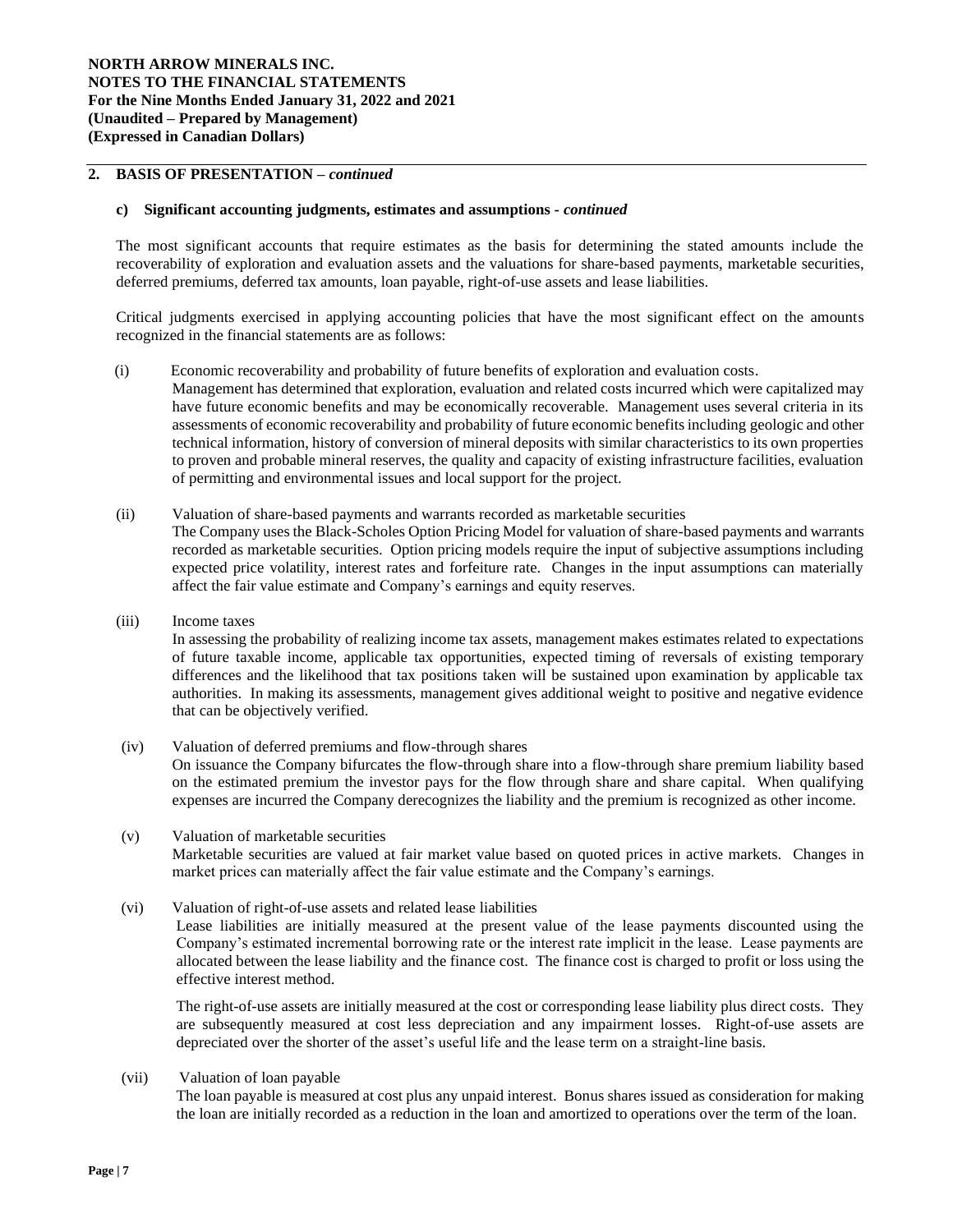## 2. BASIS OF PRESENTATION – *continued*

### c) Significant accounting judgments, estimates and assumptions - *continued*

The most significant accounts that require estimates as the basis for determining the stated amounts include the recoverability of exploration and evaluation assets and the valuations for share-based payments, marketable securities, deferred premiums, deferred tax amounts, loan payable, right-of-use assets and lease liabilities.

Critical judgments exercised in applying accounting policies that have the most significant effect on the amounts recognized in the financial statements are as follows:

(i) Economic recoverability and probability of future benefits of exploration and evaluation costs.
Management has determined that exploration, evaluation and related costs incurred which were capitalized may have future economic benefits and may be economically recoverable. Management uses several criteria in its assessments of economic recoverability and probability of future economic benefits including geologic and other technical information, history of conversion of mineral deposits with similar characteristics to its own properties to proven and probable mineral reserves, the quality and capacity of existing infrastructure facilities, evaluation of permitting and environmental issues and local support for the project.

(ii) Valuation of share-based payments and warrants recorded as marketable securities
The Company uses the Black-Scholes Option Pricing Model for valuation of share-based payments and warrants recorded as marketable securities. Option pricing models require the input of subjective assumptions including expected price volatility, interest rates and forfeiture rate. Changes in the input assumptions can materially affect the fair value estimate and Company's earnings and equity reserves.

(iii) Income taxes
In assessing the probability of realizing income tax assets, management makes estimates related to expectations of future taxable income, applicable tax opportunities, expected timing of reversals of existing temporary differences and the likelihood that tax positions taken will be sustained upon examination by applicable tax authorities. In making its assessments, management gives additional weight to positive and negative evidence that can be objectively verified.

(iv) Valuation of deferred premiums and flow-through shares
On issuance the Company bifurcates the flow-through share into a flow-through share premium liability based on the estimated premium the investor pays for the flow through share and share capital. When qualifying expenses are incurred the Company derecognizes the liability and the premium is recognized as other income.

(v) Valuation of marketable securities
Marketable securities are valued at fair market value based on quoted prices in active markets. Changes in market prices can materially affect the fair value estimate and the Company's earnings.

(vi) Valuation of right-of-use assets and related lease liabilities
Lease liabilities are initially measured at the present value of the lease payments discounted using the Company's estimated incremental borrowing rate or the interest rate implicit in the lease. Lease payments are allocated between the lease liability and the finance cost. The finance cost is charged to profit or loss using the effective interest method.

The right-of-use assets are initially measured at the cost or corresponding lease liability plus direct costs. They are subsequently measured at cost less depreciation and any impairment losses. Right-of-use assets are depreciated over the shorter of the asset's useful life and the lease term on a straight-line basis.

(vii) Valuation of loan payable
The loan payable is measured at cost plus any unpaid interest. Bonus shares issued as consideration for making the loan are initially recorded as a reduction in the loan and amortized to operations over the term of the loan.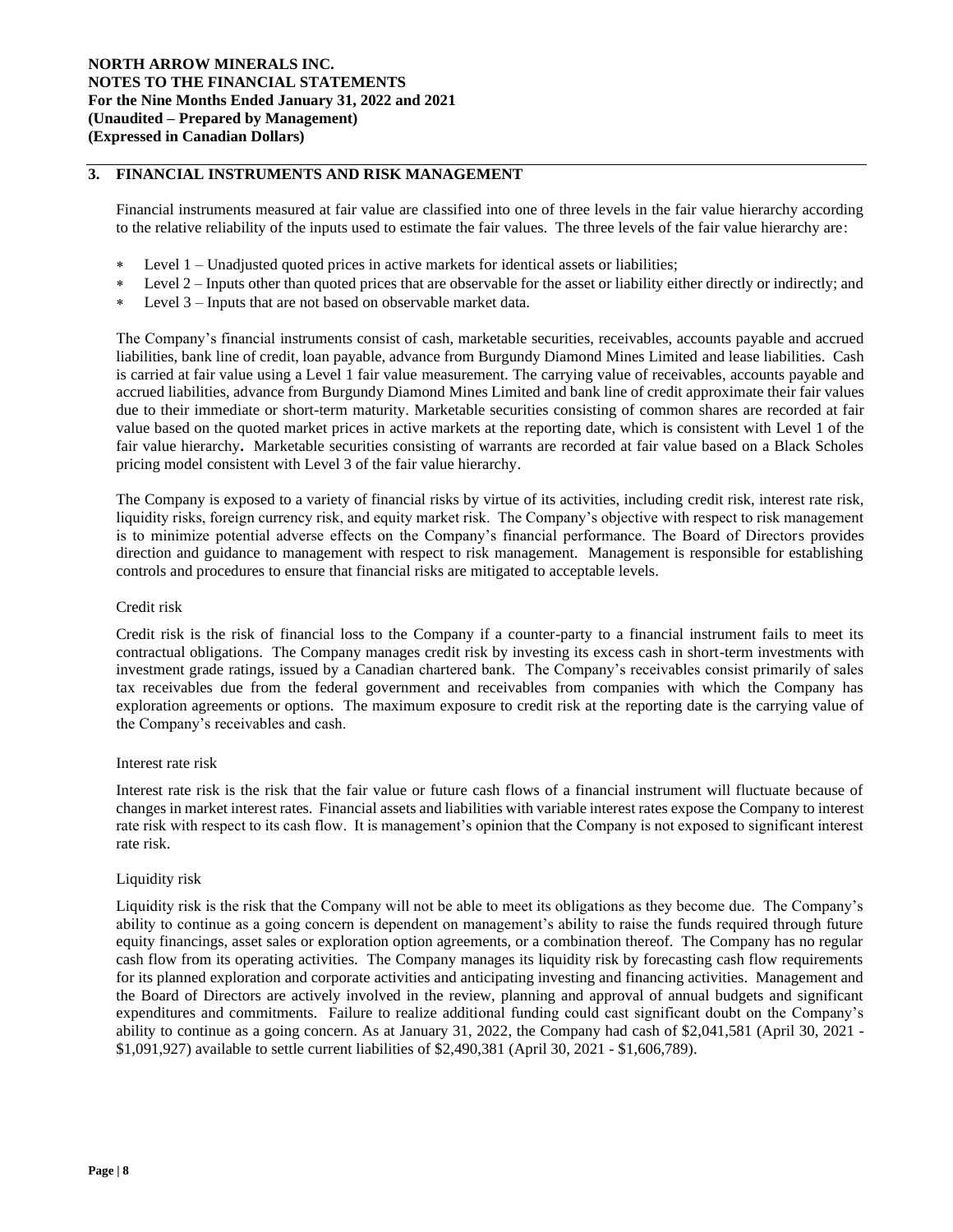## 3. FINANCIAL INSTRUMENTS AND RISK MANAGEMENT

Financial instruments measured at fair value are classified into one of three levels in the fair value hierarchy according to the relative reliability of the inputs used to estimate the fair values. The three levels of the fair value hierarchy are:

- Level 1 – Unadjusted quoted prices in active markets for identical assets or liabilities;
- Level 2 – Inputs other than quoted prices that are observable for the asset or liability either directly or indirectly; and
- Level 3 – Inputs that are not based on observable market data.

The Company's financial instruments consist of cash, marketable securities, receivables, accounts payable and accrued liabilities, bank line of credit, loan payable, advance from Burgundy Diamond Mines Limited and lease liabilities. Cash is carried at fair value using a Level 1 fair value measurement. The carrying value of receivables, accounts payable and accrued liabilities, advance from Burgundy Diamond Mines Limited and bank line of credit approximate their fair values due to their immediate or short-term maturity. Marketable securities consisting of common shares are recorded at fair value based on the quoted market prices in active markets at the reporting date, which is consistent with Level 1 of the fair value hierarchy**.** Marketable securities consisting of warrants are recorded at fair value based on a Black Scholes pricing model consistent with Level 3 of the fair value hierarchy.

The Company is exposed to a variety of financial risks by virtue of its activities, including credit risk, interest rate risk, liquidity risks, foreign currency risk, and equity market risk. The Company's objective with respect to risk management is to minimize potential adverse effects on the Company's financial performance. The Board of Directors provides direction and guidance to management with respect to risk management. Management is responsible for establishing controls and procedures to ensure that financial risks are mitigated to acceptable levels.

### Credit risk

Credit risk is the risk of financial loss to the Company if a counter-party to a financial instrument fails to meet its contractual obligations. The Company manages credit risk by investing its excess cash in short-term investments with investment grade ratings, issued by a Canadian chartered bank. The Company's receivables consist primarily of sales tax receivables due from the federal government and receivables from companies with which the Company has exploration agreements or options. The maximum exposure to credit risk at the reporting date is the carrying value of the Company's receivables and cash.

### Interest rate risk

Interest rate risk is the risk that the fair value or future cash flows of a financial instrument will fluctuate because of changes in market interest rates. Financial assets and liabilities with variable interest rates expose the Company to interest rate risk with respect to its cash flow. It is management's opinion that the Company is not exposed to significant interest rate risk.

### Liquidity risk

Liquidity risk is the risk that the Company will not be able to meet its obligations as they become due. The Company's ability to continue as a going concern is dependent on management's ability to raise the funds required through future equity financings, asset sales or exploration option agreements, or a combination thereof. The Company has no regular cash flow from its operating activities. The Company manages its liquidity risk by forecasting cash flow requirements for its planned exploration and corporate activities and anticipating investing and financing activities. Management and the Board of Directors are actively involved in the review, planning and approval of annual budgets and significant expenditures and commitments. Failure to realize additional funding could cast significant doubt on the Company's ability to continue as a going concern. As at January 31, 2022, the Company had cash of $2,041,581 (April 30, 2021 - $1,091,927) available to settle current liabilities of $2,490,381 (April 30, 2021 - $1,606,789).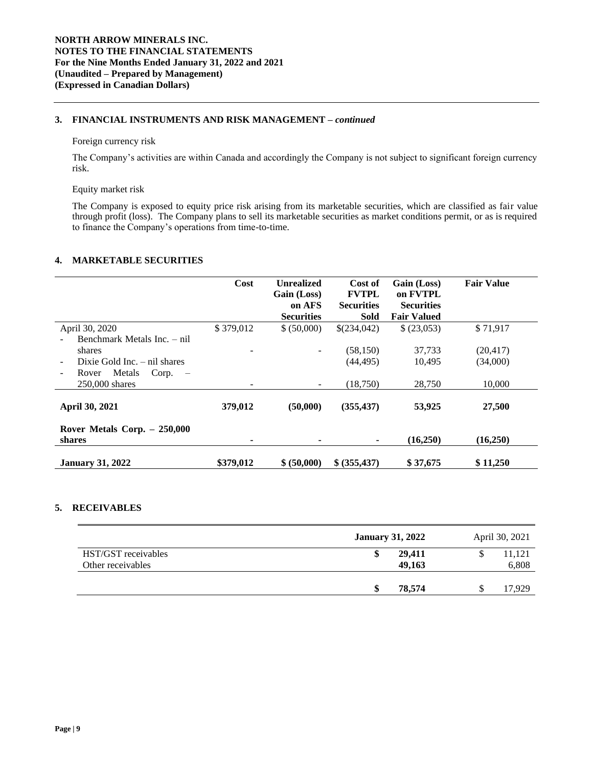## 3. FINANCIAL INSTRUMENTS AND RISK MANAGEMENT – *continued*

Foreign currency risk

The Company's activities are within Canada and accordingly the Company is not subject to significant foreign currency risk.

Equity market risk

The Company is exposed to equity price risk arising from its marketable securities, which are classified as fair value through profit (loss). The Company plans to sell its marketable securities as market conditions permit, or as is required to finance the Company's operations from time-to-time.

## 4. MARKETABLE SECURITIES

| | Cost | Unrealized Gain (Loss) on AFS Securities | Cost of FVTPL Securities Sold | Gain (Loss) on FVTPL Securities Fair Valued | Fair Value |
|---|---|---|---|---|---|
| April 30, 2020 | $ 379,012 | $ (50,000) | $(234,042) | $ (23,053) | $ 71,917 |
| - Benchmark Metals Inc. – nil shares | - | - | (58,150) | 37,733 | (20,417) |
| - Dixie Gold Inc. – nil shares | | | (44,495) | 10,495 | (34,000) |
| - Rover Metals Corp. – 250,000 shares | - | - | (18,750) | 28,750 | 10,000 |
| **April 30, 2021** | **379,012** | **(50,000)** | **(355,437)** | **53,925** | **27,500** |
| **Rover Metals Corp. – 250,000 shares** | **-** | **-** | **-** | **(16,250)** | **(16,250)** |
| **January 31, 2022** | **$379,012** | **$ (50,000)** | **$ (355,437)** | **$ 37,675** | **$ 11,250** |

## 5. RECEIVABLES

| | **January 31, 2022** | April 30, 2021 |
|---|---|---|
| HST/GST receivables | **$ 29,411** | $ 11,121 |
| Other receivables | **49,163** | 6,808 |
| | **$ 78,574** | $ 17,929 |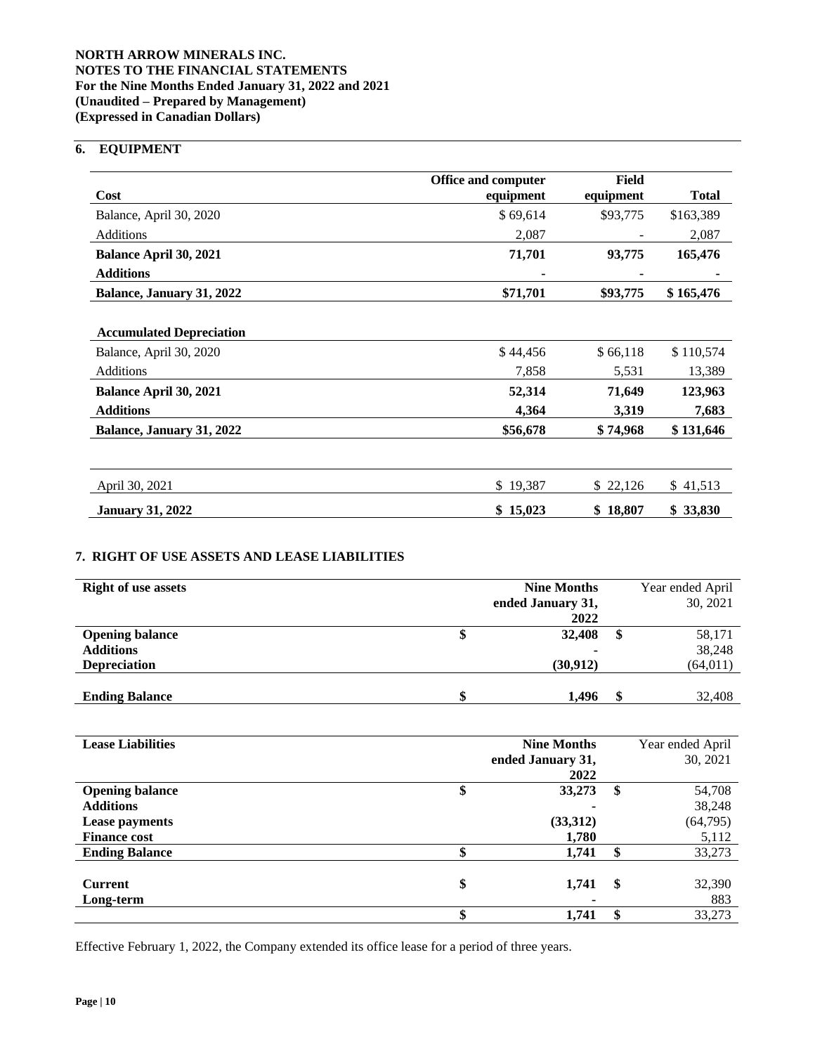**NORTH ARROW MINERALS INC.**
**NOTES TO THE FINANCIAL STATEMENTS**
**For the Nine Months Ended January 31, 2022 and 2021**
**(Unaudited – Prepared by Management)**
**(Expressed in Canadian Dollars)**

## 6. EQUIPMENT

| Cost | Office and computer equipment | Field equipment | Total |
|---|---|---|---|
| Balance, April 30, 2020 | $ 69,614 | $93,775 | $163,389 |
| Additions | 2,087 | - | 2,087 |
| **Balance April 30, 2021** | **71,701** | **93,775** | **165,476** |
| **Additions** | **-** | **-** | **-** |
| **Balance, January 31, 2022** | **$71,701** | **$93,775** | **$ 165,476** |
| | | | |
| **Accumulated Depreciation** | | | |
| Balance, April 30, 2020 | $ 44,456 | $ 66,118 | $ 110,574 |
| Additions | 7,858 | 5,531 | 13,389 |
| **Balance April 30, 2021** | **52,314** | **71,649** | **123,963** |
| **Additions** | **4,364** | **3,319** | **7,683** |
| **Balance, January 31, 2022** | **$56,678** | **$ 74,968** | **$ 131,646** |
| | | | |
| April 30, 2021 | $ 19,387 | $ 22,126 | $ 41,513 |
| **January 31, 2022** | **$ 15,023** | **$ 18,807** | **$ 33,830** |

## 7. RIGHT OF USE ASSETS AND LEASE LIABILITIES

| **Right of use assets** | **Nine Months ended January 31, 2022** | Year ended April 30, 2021 |
|---|---|---|
| **Opening balance** | **$ 32,408** | **$** 58,171 |
| **Additions** | **-** | 38,248 |
| **Depreciation** | **(30,912)** | (64,011) |
| **Ending Balance** | **$ 1,496** | **$** 32,408 |

| **Lease Liabilities** | **Nine Months ended January 31, 2022** | Year ended April 30, 2021 |
|---|---|---|
| **Opening balance** | **$ 33,273** | **$** 54,708 |
| **Additions** | **-** | 38,248 |
| **Lease payments** | **(33,312)** | (64,795) |
| **Finance cost** | **1,780** | 5,112 |
| **Ending Balance** | **$ 1,741** | **$** 33,273 |
| | | |
| **Current** | **$ 1,741** | **$** 32,390 |
| **Long-term** | **-** | 883 |
| | **$ 1,741** | **$** 33,273 |

Effective February 1, 2022, the Company extended its office lease for a period of three years.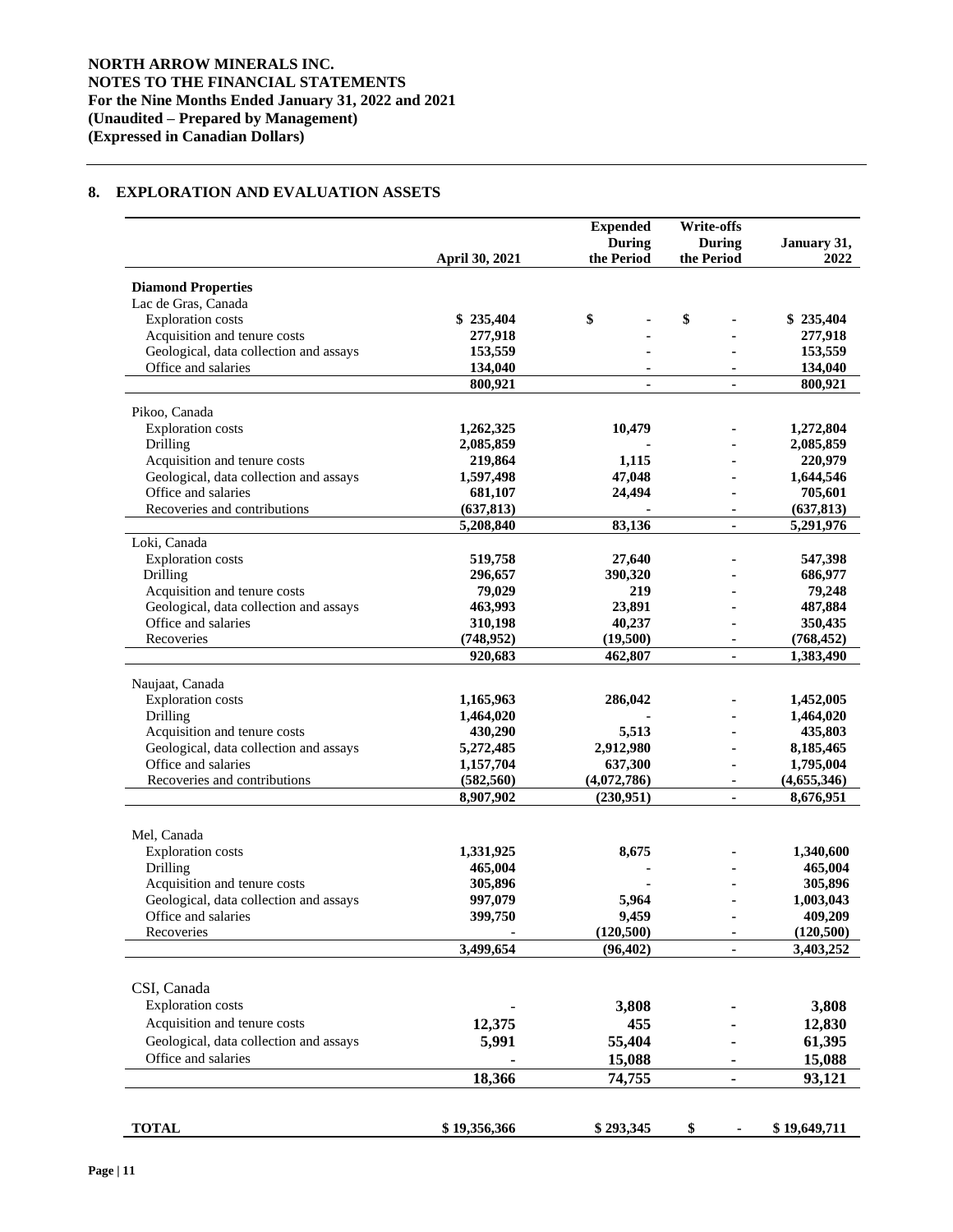## 8. EXPLORATION AND EVALUATION ASSETS

| | April 30, 2021 | Expended During the Period | Write-offs During the Period | January 31, 2022 |
|---|---|---|---|---|
| **Diamond Properties** | | | | |
| Lac de Gras, Canada | | | | |
| Exploration costs | $ 235,404 | $ - | $ - | $ 235,404 |
| Acquisition and tenure costs | 277,918 | - | - | 277,918 |
| Geological, data collection and assays | 153,559 | - | - | 153,559 |
| Office and salaries | 134,040 | - | - | 134,040 |
| | 800,921 | - | - | 800,921 |
| Pikoo, Canada | | | | |
| Exploration costs | 1,262,325 | 10,479 | - | 1,272,804 |
| Drilling | 2,085,859 | - | - | 2,085,859 |
| Acquisition and tenure costs | 219,864 | 1,115 | - | 220,979 |
| Geological, data collection and assays | 1,597,498 | 47,048 | - | 1,644,546 |
| Office and salaries | 681,107 | 24,494 | - | 705,601 |
| Recoveries and contributions | (637,813) | - | - | (637,813) |
| | 5,208,840 | 83,136 | - | 5,291,976 |
| Loki, Canada | | | | |
| Exploration costs | 519,758 | 27,640 | - | 547,398 |
| Drilling | 296,657 | 390,320 | - | 686,977 |
| Acquisition and tenure costs | 79,029 | 219 | - | 79,248 |
| Geological, data collection and assays | 463,993 | 23,891 | - | 487,884 |
| Office and salaries | 310,198 | 40,237 | - | 350,435 |
| Recoveries | (748,952) | (19,500) | - | (768,452) |
| | 920,683 | 462,807 | - | 1,383,490 |
| Naujaat, Canada | | | | |
| Exploration costs | 1,165,963 | 286,042 | - | 1,452,005 |
| Drilling | 1,464,020 | - | - | 1,464,020 |
| Acquisition and tenure costs | 430,290 | 5,513 | - | 435,803 |
| Geological, data collection and assays | 5,272,485 | 2,912,980 | - | 8,185,465 |
| Office and salaries | 1,157,704 | 637,300 | - | 1,795,004 |
| Recoveries and contributions | (582,560) | (4,072,786) | - | (4,655,346) |
| | 8,907,902 | (230,951) | - | 8,676,951 |
| Mel, Canada | | | | |
| Exploration costs | 1,331,925 | 8,675 | - | 1,340,600 |
| Drilling | 465,004 | - | - | 465,004 |
| Acquisition and tenure costs | 305,896 | - | - | 305,896 |
| Geological, data collection and assays | 997,079 | 5,964 | - | 1,003,043 |
| Office and salaries | 399,750 | 9,459 | - | 409,209 |
| Recoveries | - | (120,500) | - | (120,500) |
| | 3,499,654 | (96,402) | - | 3,403,252 |
| CSI, Canada | | | | |
| Exploration costs | - | 3,808 | - | 3,808 |
| Acquisition and tenure costs | 12,375 | 455 | - | 12,830 |
| Geological, data collection and assays | 5,991 | 55,404 | - | 61,395 |
| Office and salaries | - | 15,088 | - | 15,088 |
| | 18,366 | 74,755 | - | 93,121 |
| **TOTAL** | $ 19,356,366 | $ 293,345 | $ - | $ 19,649,711 |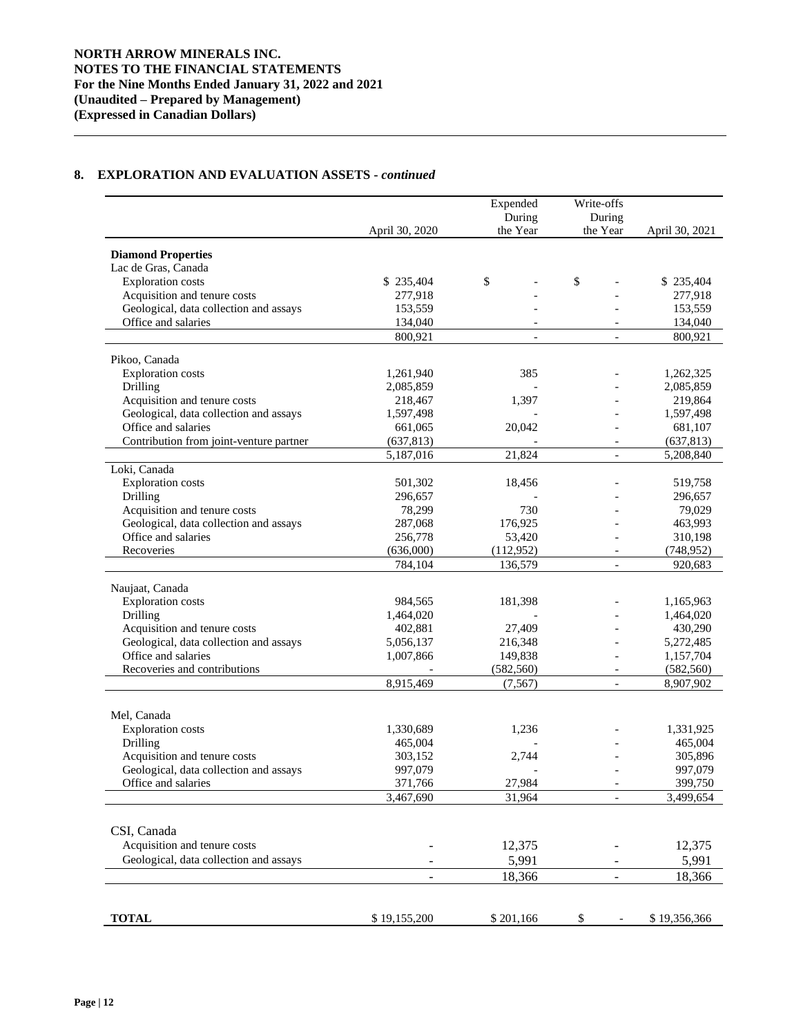**NORTH ARROW MINERALS INC.**
**NOTES TO THE FINANCIAL STATEMENTS**
**For the Nine Months Ended January 31, 2022 and 2021**
**(Unaudited – Prepared by Management)**
**(Expressed in Canadian Dollars)**

## 8. EXPLORATION AND EVALUATION ASSETS - *continued*

| | April 30, 2020 | Expended During the Year | Write-offs During the Year | April 30, 2021 |
|---|---|---|---|---|
| **Diamond Properties** | | | | |
| Lac de Gras, Canada | | | | |
| Exploration costs | $ 235,404 | $ - | $ - | $ 235,404 |
| Acquisition and tenure costs | 277,918 | - | - | 277,918 |
| Geological, data collection and assays | 153,559 | - | - | 153,559 |
| Office and salaries | 134,040 | - | - | 134,040 |
| | 800,921 | - | - | 800,921 |
| Pikoo, Canada | | | | |
| Exploration costs | 1,261,940 | 385 | - | 1,262,325 |
| Drilling | 2,085,859 | - | - | 2,085,859 |
| Acquisition and tenure costs | 218,467 | 1,397 | - | 219,864 |
| Geological, data collection and assays | 1,597,498 | - | - | 1,597,498 |
| Office and salaries | 661,065 | 20,042 | - | 681,107 |
| Contribution from joint-venture partner | (637,813) | - | - | (637,813) |
| | 5,187,016 | 21,824 | - | 5,208,840 |
| Loki, Canada | | | | |
| Exploration costs | 501,302 | 18,456 | - | 519,758 |
| Drilling | 296,657 | - | - | 296,657 |
| Acquisition and tenure costs | 78,299 | 730 | - | 79,029 |
| Geological, data collection and assays | 287,068 | 176,925 | - | 463,993 |
| Office and salaries | 256,778 | 53,420 | - | 310,198 |
| Recoveries | (636,000) | (112,952) | - | (748,952) |
| | 784,104 | 136,579 | - | 920,683 |
| Naujaat, Canada | | | | |
| Exploration costs | 984,565 | 181,398 | - | 1,165,963 |
| Drilling | 1,464,020 | - | - | 1,464,020 |
| Acquisition and tenure costs | 402,881 | 27,409 | - | 430,290 |
| Geological, data collection and assays | 5,056,137 | 216,348 | - | 5,272,485 |
| Office and salaries | 1,007,866 | 149,838 | - | 1,157,704 |
| Recoveries and contributions | - | (582,560) | - | (582,560) |
| | 8,915,469 | (7,567) | - | 8,907,902 |
| Mel, Canada | | | | |
| Exploration costs | 1,330,689 | 1,236 | - | 1,331,925 |
| Drilling | 465,004 | - | - | 465,004 |
| Acquisition and tenure costs | 303,152 | 2,744 | - | 305,896 |
| Geological, data collection and assays | 997,079 | - | - | 997,079 |
| Office and salaries | 371,766 | 27,984 | - | 399,750 |
| | 3,467,690 | 31,964 | - | 3,499,654 |
| CSI, Canada | | | | |
| Acquisition and tenure costs | - | 12,375 | - | 12,375 |
| Geological, data collection and assays | - | 5,991 | - | 5,991 |
| | - | 18,366 | - | 18,366 |
| **TOTAL** | $ 19,155,200 | $ 201,166 | $ - | $ 19,356,366 |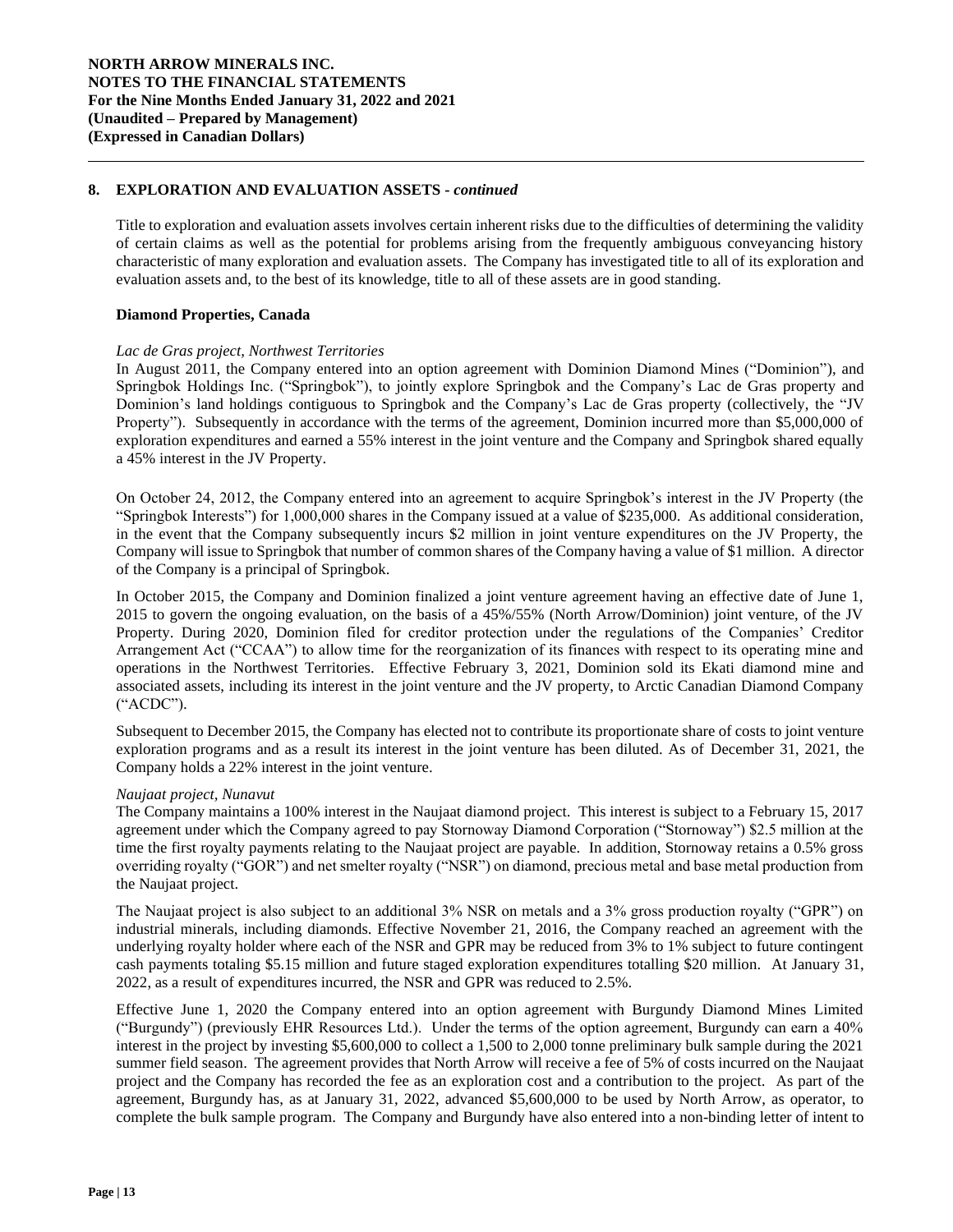## 8. EXPLORATION AND EVALUATION ASSETS - *continued*

Title to exploration and evaluation assets involves certain inherent risks due to the difficulties of determining the validity of certain claims as well as the potential for problems arising from the frequently ambiguous conveyancing history characteristic of many exploration and evaluation assets. The Company has investigated title to all of its exploration and evaluation assets and, to the best of its knowledge, title to all of these assets are in good standing.

### Diamond Properties, Canada

*Lac de Gras project, Northwest Territories*

In August 2011, the Company entered into an option agreement with Dominion Diamond Mines ("Dominion"), and Springbok Holdings Inc. ("Springbok"), to jointly explore Springbok and the Company's Lac de Gras property and Dominion's land holdings contiguous to Springbok and the Company's Lac de Gras property (collectively, the "JV Property"). Subsequently in accordance with the terms of the agreement, Dominion incurred more than $5,000,000 of exploration expenditures and earned a 55% interest in the joint venture and the Company and Springbok shared equally a 45% interest in the JV Property.

On October 24, 2012, the Company entered into an agreement to acquire Springbok's interest in the JV Property (the "Springbok Interests") for 1,000,000 shares in the Company issued at a value of $235,000. As additional consideration, in the event that the Company subsequently incurs $2 million in joint venture expenditures on the JV Property, the Company will issue to Springbok that number of common shares of the Company having a value of $1 million. A director of the Company is a principal of Springbok.

In October 2015, the Company and Dominion finalized a joint venture agreement having an effective date of June 1, 2015 to govern the ongoing evaluation, on the basis of a 45%/55% (North Arrow/Dominion) joint venture, of the JV Property. During 2020, Dominion filed for creditor protection under the regulations of the Companies' Creditor Arrangement Act ("CCAA") to allow time for the reorganization of its finances with respect to its operating mine and operations in the Northwest Territories. Effective February 3, 2021, Dominion sold its Ekati diamond mine and associated assets, including its interest in the joint venture and the JV property, to Arctic Canadian Diamond Company ("ACDC").

Subsequent to December 2015, the Company has elected not to contribute its proportionate share of costs to joint venture exploration programs and as a result its interest in the joint venture has been diluted. As of December 31, 2021, the Company holds a 22% interest in the joint venture.

*Naujaat project, Nunavut*

The Company maintains a 100% interest in the Naujaat diamond project. This interest is subject to a February 15, 2017 agreement under which the Company agreed to pay Stornoway Diamond Corporation ("Stornoway") $2.5 million at the time the first royalty payments relating to the Naujaat project are payable. In addition, Stornoway retains a 0.5% gross overriding royalty ("GOR") and net smelter royalty ("NSR") on diamond, precious metal and base metal production from the Naujaat project.

The Naujaat project is also subject to an additional 3% NSR on metals and a 3% gross production royalty ("GPR") on industrial minerals, including diamonds. Effective November 21, 2016, the Company reached an agreement with the underlying royalty holder where each of the NSR and GPR may be reduced from 3% to 1% subject to future contingent cash payments totaling $5.15 million and future staged exploration expenditures totalling $20 million. At January 31, 2022, as a result of expenditures incurred, the NSR and GPR was reduced to 2.5%.

Effective June 1, 2020 the Company entered into an option agreement with Burgundy Diamond Mines Limited ("Burgundy") (previously EHR Resources Ltd.). Under the terms of the option agreement, Burgundy can earn a 40% interest in the project by investing $5,600,000 to collect a 1,500 to 2,000 tonne preliminary bulk sample during the 2021 summer field season. The agreement provides that North Arrow will receive a fee of 5% of costs incurred on the Naujaat project and the Company has recorded the fee as an exploration cost and a contribution to the project. As part of the agreement, Burgundy has, as at January 31, 2022, advanced $5,600,000 to be used by North Arrow, as operator, to complete the bulk sample program. The Company and Burgundy have also entered into a non-binding letter of intent to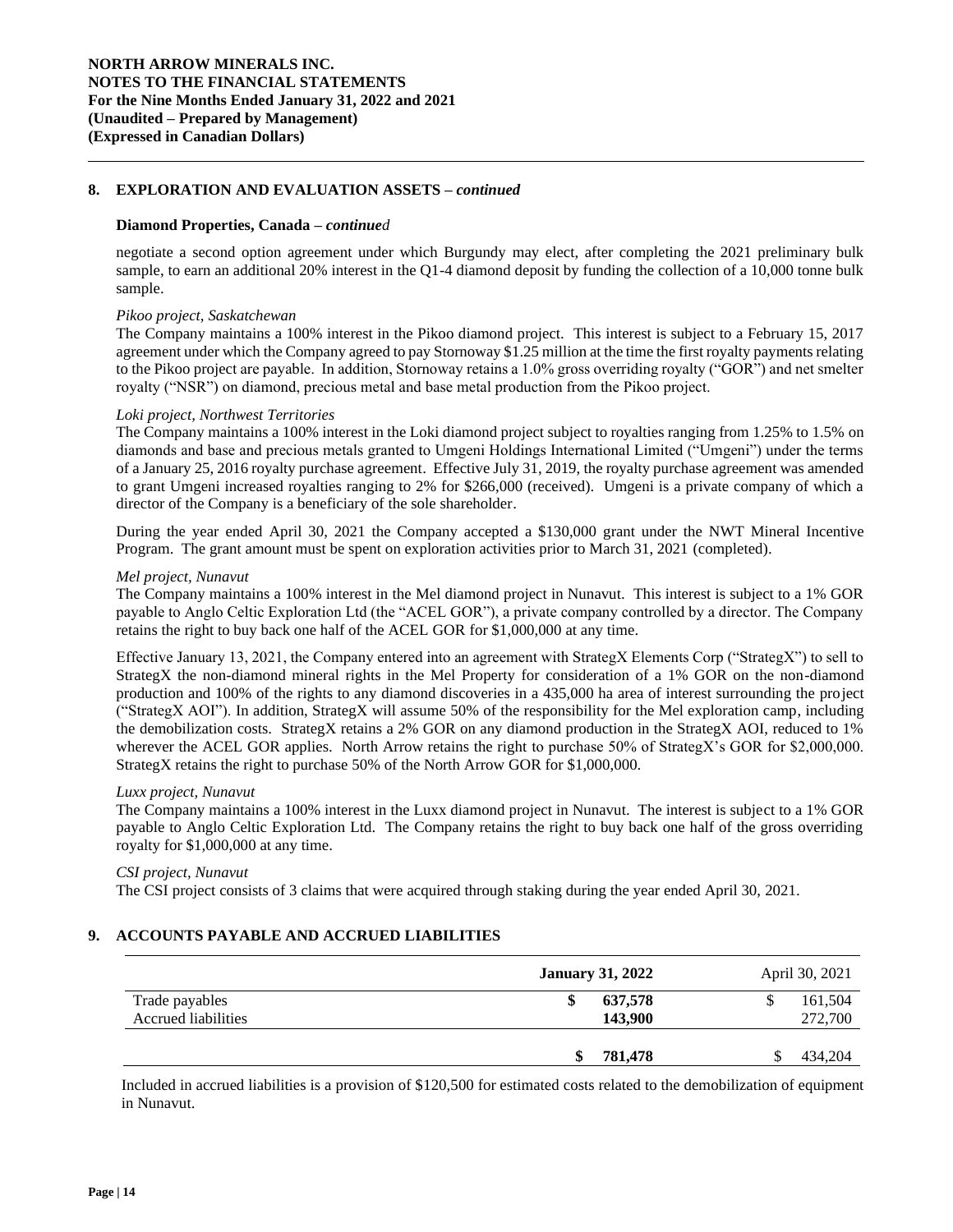## 8. EXPLORATION AND EVALUATION ASSETS – *continued*

**Diamond Properties, Canada –** ***continued***

negotiate a second option agreement under which Burgundy may elect, after completing the 2021 preliminary bulk sample, to earn an additional 20% interest in the Q1-4 diamond deposit by funding the collection of a 10,000 tonne bulk sample.

*Pikoo project, Saskatchewan*

The Company maintains a 100% interest in the Pikoo diamond project. This interest is subject to a February 15, 2017 agreement under which the Company agreed to pay Stornoway $1.25 million at the time the first royalty payments relating to the Pikoo project are payable. In addition, Stornoway retains a 1.0% gross overriding royalty ("GOR") and net smelter royalty ("NSR") on diamond, precious metal and base metal production from the Pikoo project.

*Loki project, Northwest Territories*

The Company maintains a 100% interest in the Loki diamond project subject to royalties ranging from 1.25% to 1.5% on diamonds and base and precious metals granted to Umgeni Holdings International Limited ("Umgeni") under the terms of a January 25, 2016 royalty purchase agreement. Effective July 31, 2019, the royalty purchase agreement was amended to grant Umgeni increased royalties ranging to 2% for $266,000 (received). Umgeni is a private company of which a director of the Company is a beneficiary of the sole shareholder.

During the year ended April 30, 2021 the Company accepted a $130,000 grant under the NWT Mineral Incentive Program. The grant amount must be spent on exploration activities prior to March 31, 2021 (completed).

*Mel project, Nunavut*

The Company maintains a 100% interest in the Mel diamond project in Nunavut. This interest is subject to a 1% GOR payable to Anglo Celtic Exploration Ltd (the "ACEL GOR"), a private company controlled by a director. The Company retains the right to buy back one half of the ACEL GOR for $1,000,000 at any time.

Effective January 13, 2021, the Company entered into an agreement with StrategX Elements Corp ("StrategX") to sell to StrategX the non-diamond mineral rights in the Mel Property for consideration of a 1% GOR on the non-diamond production and 100% of the rights to any diamond discoveries in a 435,000 ha area of interest surrounding the project ("StrategX AOI"). In addition, StrategX will assume 50% of the responsibility for the Mel exploration camp, including the demobilization costs. StrategX retains a 2% GOR on any diamond production in the StrategX AOI, reduced to 1% wherever the ACEL GOR applies. North Arrow retains the right to purchase 50% of StrategX's GOR for $2,000,000. StrategX retains the right to purchase 50% of the North Arrow GOR for $1,000,000.

*Luxx project, Nunavut*

The Company maintains a 100% interest in the Luxx diamond project in Nunavut. The interest is subject to a 1% GOR payable to Anglo Celtic Exploration Ltd. The Company retains the right to buy back one half of the gross overriding royalty for $1,000,000 at any time.

*CSI project, Nunavut*

The CSI project consists of 3 claims that were acquired through staking during the year ended April 30, 2021.

## 9. ACCOUNTS PAYABLE AND ACCRUED LIABILITIES

| | **January 31, 2022** | April 30, 2021 |
|---|---|---|
| Trade payables | **$ 637,578** | $ 161,504 |
| Accrued liabilities | **143,900** | 272,700 |
| | **$ 781,478** | $ 434,204 |

Included in accrued liabilities is a provision of $120,500 for estimated costs related to the demobilization of equipment in Nunavut.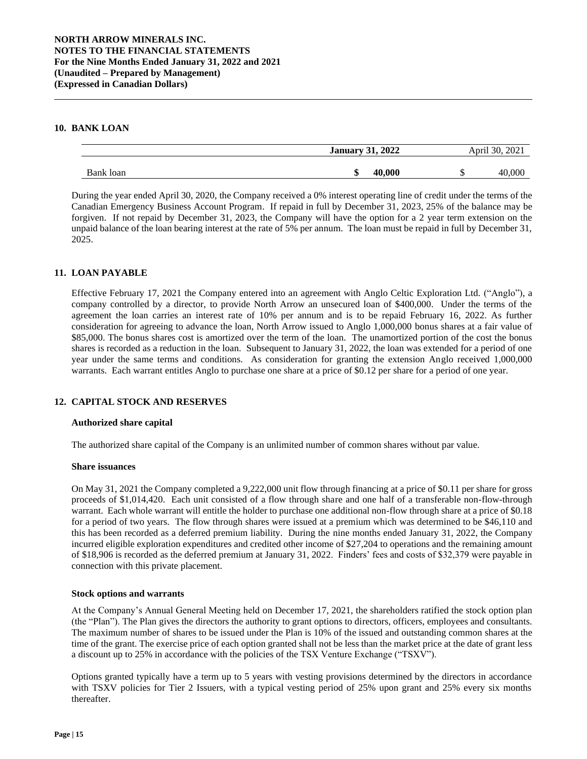## 10. BANK LOAN

| | January 31, 2022 | April 30, 2021 |
|---|---|---|
| Bank loan | $ 40,000 | $ 40,000 |

During the year ended April 30, 2020, the Company received a 0% interest operating line of credit under the terms of the Canadian Emergency Business Account Program. If repaid in full by December 31, 2023, 25% of the balance may be forgiven. If not repaid by December 31, 2023, the Company will have the option for a 2 year term extension on the unpaid balance of the loan bearing interest at the rate of 5% per annum. The loan must be repaid in full by December 31, 2025.

## 11. LOAN PAYABLE

Effective February 17, 2021 the Company entered into an agreement with Anglo Celtic Exploration Ltd. ("Anglo"), a company controlled by a director, to provide North Arrow an unsecured loan of $400,000. Under the terms of the agreement the loan carries an interest rate of 10% per annum and is to be repaid February 16, 2022. As further consideration for agreeing to advance the loan, North Arrow issued to Anglo 1,000,000 bonus shares at a fair value of $85,000. The bonus shares cost is amortized over the term of the loan. The unamortized portion of the cost the bonus shares is recorded as a reduction in the loan. Subsequent to January 31, 2022, the loan was extended for a period of one year under the same terms and conditions. As consideration for granting the extension Anglo received 1,000,000 warrants. Each warrant entitles Anglo to purchase one share at a price of $0.12 per share for a period of one year.

## 12. CAPITAL STOCK AND RESERVES

**Authorized share capital**

The authorized share capital of the Company is an unlimited number of common shares without par value.

**Share issuances**

On May 31, 2021 the Company completed a 9,222,000 unit flow through financing at a price of $0.11 per share for gross proceeds of $1,014,420. Each unit consisted of a flow through share and one half of a transferable non-flow-through warrant. Each whole warrant will entitle the holder to purchase one additional non-flow through share at a price of $0.18 for a period of two years. The flow through shares were issued at a premium which was determined to be $46,110 and this has been recorded as a deferred premium liability. During the nine months ended January 31, 2022, the Company incurred eligible exploration expenditures and credited other income of $27,204 to operations and the remaining amount of $18,906 is recorded as the deferred premium at January 31, 2022. Finders' fees and costs of $32,379 were payable in connection with this private placement.

**Stock options and warrants**

At the Company's Annual General Meeting held on December 17, 2021, the shareholders ratified the stock option plan (the "Plan"). The Plan gives the directors the authority to grant options to directors, officers, employees and consultants. The maximum number of shares to be issued under the Plan is 10% of the issued and outstanding common shares at the time of the grant. The exercise price of each option granted shall not be less than the market price at the date of grant less a discount up to 25% in accordance with the policies of the TSX Venture Exchange ("TSXV").

Options granted typically have a term up to 5 years with vesting provisions determined by the directors in accordance with TSXV policies for Tier 2 Issuers, with a typical vesting period of 25% upon grant and 25% every six months thereafter.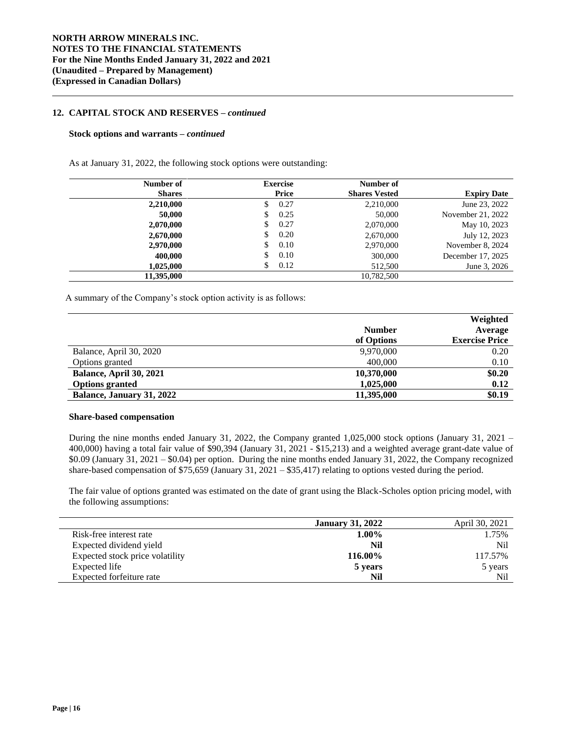## 12. CAPITAL STOCK AND RESERVES – *continued*

### Stock options and warrants – *continued*

As at January 31, 2022, the following stock options were outstanding:

| Number of Shares | Exercise Price | Number of Shares Vested | Expiry Date |
|---|---|---|---|
| **2,210,000** | $ 0.27 | 2,210,000 | June 23, 2022 |
| **50,000** | $ 0.25 | 50,000 | November 21, 2022 |
| **2,070,000** | $ 0.27 | 2,070,000 | May 10, 2023 |
| **2,670,000** | $ 0.20 | 2,670,000 | July 12, 2023 |
| **2,970,000** | $ 0.10 | 2,970,000 | November 8, 2024 |
| **400,000** | $ 0.10 | 300,000 | December 17, 2025 |
| **1,025,000** | $ 0.12 | 512,500 | June 3, 2026 |
| **11,395,000** | | 10,782,500 | |

A summary of the Company's stock option activity is as follows:

| | Number of Options | Weighted Average Exercise Price |
|---|---|---|
| Balance, April 30, 2020 | 9,970,000 | 0.20 |
| Options granted | 400,000 | 0.10 |
| **Balance, April 30, 2021** | **10,370,000** | **$0.20** |
| **Options granted** | **1,025,000** | **0.12** |
| **Balance, January 31, 2022** | **11,395,000** | **$0.19** |

### Share-based compensation

During the nine months ended January 31, 2022, the Company granted 1,025,000 stock options (January 31, 2021 – 400,000) having a total fair value of $90,394 (January 31, 2021 - $15,213) and a weighted average grant-date value of $0.09 (January 31, 2021 – $0.04) per option. During the nine months ended January 31, 2022, the Company recognized share-based compensation of $75,659 (January 31, 2021 – $35,417) relating to options vested during the period.

The fair value of options granted was estimated on the date of grant using the Black-Scholes option pricing model, with the following assumptions:

| | January 31, 2022 | April 30, 2021 |
|---|---|---|
| Risk-free interest rate | **1.00%** | 1.75% |
| Expected dividend yield | **Nil** | Nil |
| Expected stock price volatility | **116.00%** | 117.57% |
| Expected life | **5 years** | 5 years |
| Expected forfeiture rate | **Nil** | Nil |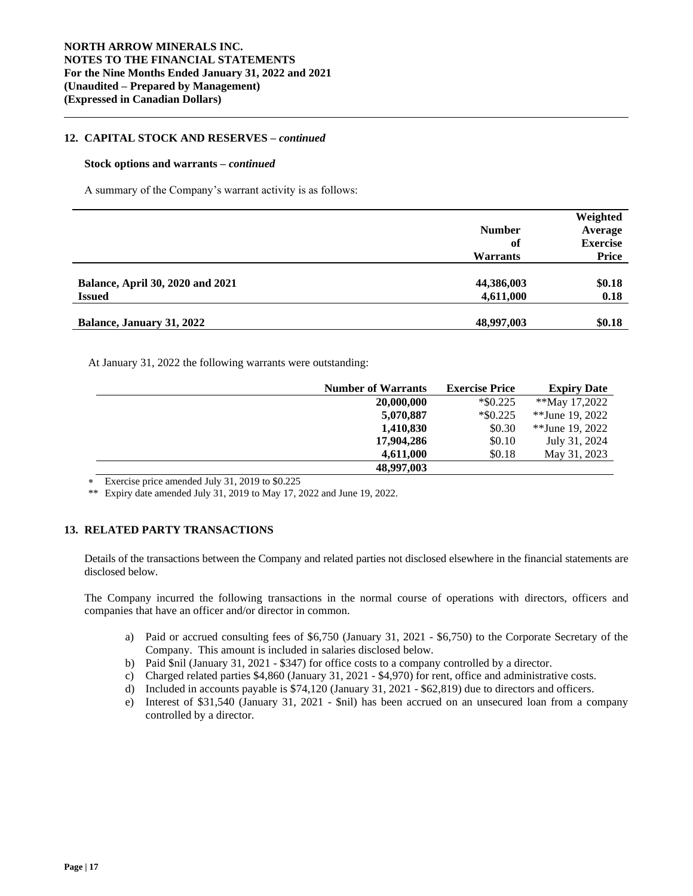## 12. CAPITAL STOCK AND RESERVES – *continued*

### Stock options and warrants – *continued*

A summary of the Company's warrant activity is as follows:

| | Number of Warrants | Weighted Average Exercise Price |
|---|---|---|
| **Balance, April 30, 2020 and 2021** | **44,386,003** | **$0.18** |
| **Issued** | **4,611,000** | **0.18** |
| **Balance, January 31, 2022** | **48,997,003** | **$0.18** |

At January 31, 2022 the following warrants were outstanding:

| Number of Warrants | Exercise Price | Expiry Date |
|---|---|---|
| **20,000,000** | *$0.225 | **May 17,2022 |
| **5,070,887** | *$0.225 | **June 19, 2022 |
| **1,410,830** | $0.30 | **June 19, 2022 |
| **17,904,286** | $0.10 | July 31, 2024 |
| **4,611,000** | $0.18 | May 31, 2023 |
| **48,997,003** | | |

\* Exercise price amended July 31, 2019 to $0.225

** Expiry date amended July 31, 2019 to May 17, 2022 and June 19, 2022.

## 13. RELATED PARTY TRANSACTIONS

Details of the transactions between the Company and related parties not disclosed elsewhere in the financial statements are disclosed below.

The Company incurred the following transactions in the normal course of operations with directors, officers and companies that have an officer and/or director in common.

a) Paid or accrued consulting fees of $6,750 (January 31, 2021 - $6,750) to the Corporate Secretary of the Company. This amount is included in salaries disclosed below.
b) Paid $nil (January 31, 2021 - $347) for office costs to a company controlled by a director.
c) Charged related parties $4,860 (January 31, 2021 - $4,970) for rent, office and administrative costs.
d) Included in accounts payable is $74,120 (January 31, 2021 - $62,819) due to directors and officers.
e) Interest of $31,540 (January 31, 2021 - $nil) has been accrued on an unsecured loan from a company controlled by a director.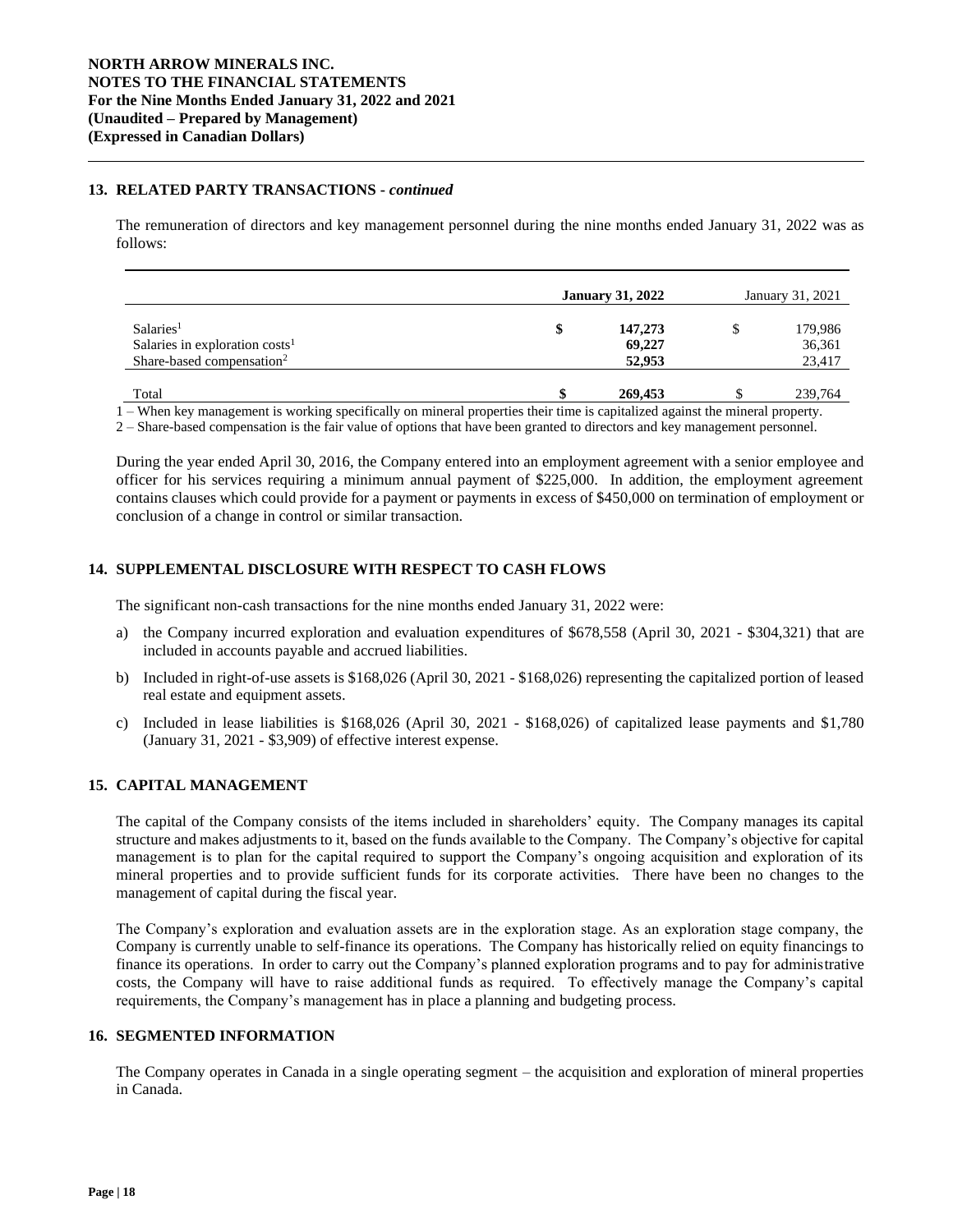## 13. RELATED PARTY TRANSACTIONS - *continued*

The remuneration of directors and key management personnel during the nine months ended January 31, 2022 was as follows:

| | **January 31, 2022** | January 31, 2021 |
|---|---|---|
| Salaries[1] | **$ 147,273** | $ 179,986 |
| Salaries in exploration costs[1] | **69,227** | 36,361 |
| Share-based compensation[2] | **52,953** | 23,417 |
| Total | **$ 269,453** | $ 239,764 |

1 – When key management is working specifically on mineral properties their time is capitalized against the mineral property.

2 – Share-based compensation is the fair value of options that have been granted to directors and key management personnel.

During the year ended April 30, 2016, the Company entered into an employment agreement with a senior employee and officer for his services requiring a minimum annual payment of $225,000. In addition, the employment agreement contains clauses which could provide for a payment or payments in excess of $450,000 on termination of employment or conclusion of a change in control or similar transaction.

## 14. SUPPLEMENTAL DISCLOSURE WITH RESPECT TO CASH FLOWS

The significant non-cash transactions for the nine months ended January 31, 2022 were:

a) the Company incurred exploration and evaluation expenditures of $678,558 (April 30, 2021 - $304,321) that are included in accounts payable and accrued liabilities.

b) Included in right-of-use assets is $168,026 (April 30, 2021 - $168,026) representing the capitalized portion of leased real estate and equipment assets.

c) Included in lease liabilities is $168,026 (April 30, 2021 - $168,026) of capitalized lease payments and $1,780 (January 31, 2021 - $3,909) of effective interest expense.

## 15. CAPITAL MANAGEMENT

The capital of the Company consists of the items included in shareholders' equity. The Company manages its capital structure and makes adjustments to it, based on the funds available to the Company. The Company's objective for capital management is to plan for the capital required to support the Company's ongoing acquisition and exploration of its mineral properties and to provide sufficient funds for its corporate activities. There have been no changes to the management of capital during the fiscal year.

The Company's exploration and evaluation assets are in the exploration stage. As an exploration stage company, the Company is currently unable to self-finance its operations. The Company has historically relied on equity financings to finance its operations. In order to carry out the Company's planned exploration programs and to pay for administrative costs, the Company will have to raise additional funds as required. To effectively manage the Company's capital requirements, the Company's management has in place a planning and budgeting process.

## 16. SEGMENTED INFORMATION

The Company operates in Canada in a single operating segment – the acquisition and exploration of mineral properties in Canada.